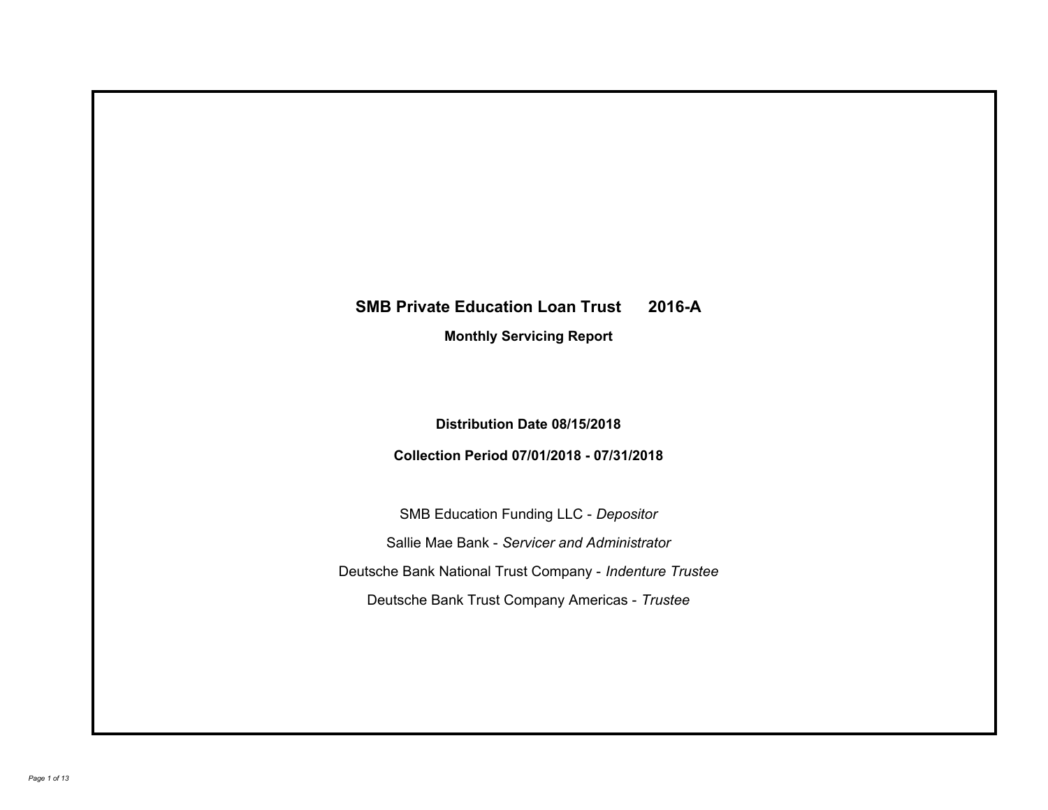# SMB Private Education Loan Trust 2016-A

## Monthly Servicing Report

**Distribution Date 08/15/2018**

**Collection Period 07/01/2018 - 07/31/2018**

SMB Education Funding LLC - *Depositor*

Sallie Mae Bank - *Servicer and Administrator*

Deutsche Bank National Trust Company - *Indenture Trustee*

Deutsche Bank Trust Company Americas - *Trustee*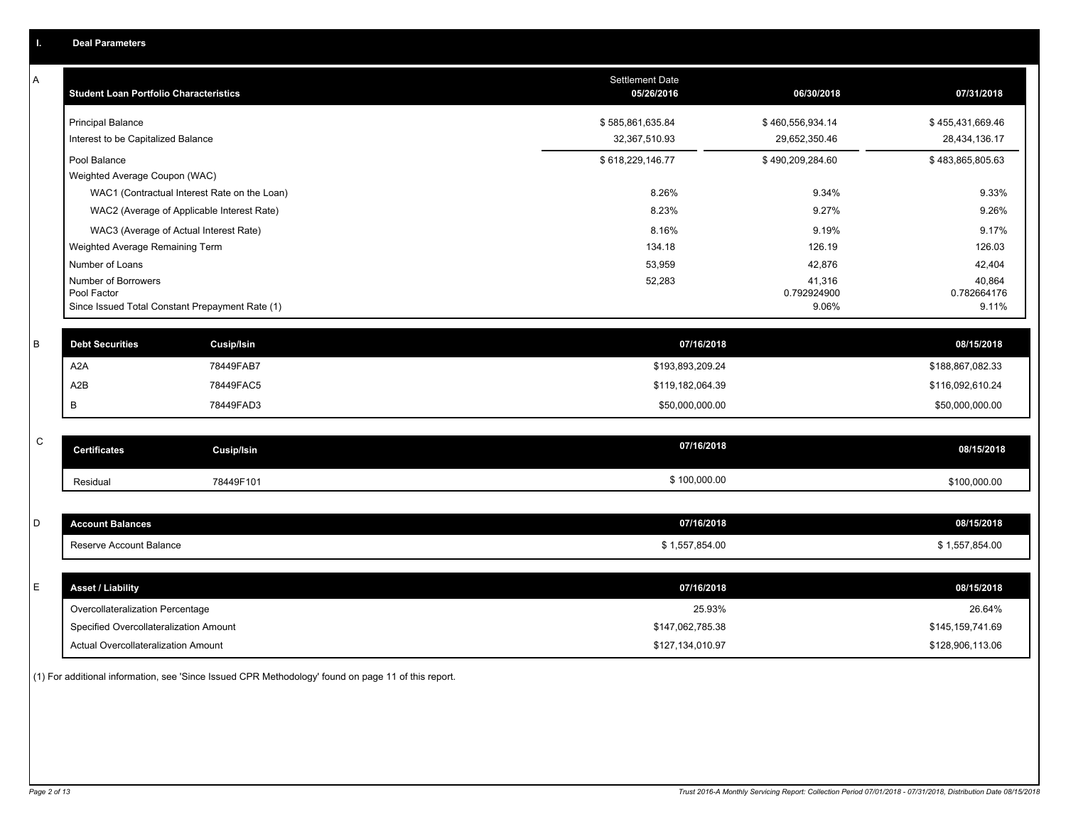## I. Deal Parameters

### A

| Student Loan Portfolio Characteristics | Settlement Date 05/26/2016 | 06/30/2018 | 07/31/2018 |
|---|---|---|---|
| Principal Balance | $ 585,861,635.84 | $ 460,556,934.14 | $ 455,431,669.46 |
| Interest to be Capitalized Balance | 32,367,510.93 | 29,652,350.46 | 28,434,136.17 |
| Pool Balance | $ 618,229,146.77 | $ 490,209,284.60 | $ 483,865,805.63 |
| Weighted Average Coupon (WAC) | | | |
| WAC1 (Contractual Interest Rate on the Loan) | 8.26% | 9.34% | 9.33% |
| WAC2 (Average of Applicable Interest Rate) | 8.23% | 9.27% | 9.26% |
| WAC3 (Average of Actual Interest Rate) | 8.16% | 9.19% | 9.17% |
| Weighted Average Remaining Term | 134.18 | 126.19 | 126.03 |
| Number of Loans | 53,959 | 42,876 | 42,404 |
| Number of Borrowers | 52,283 | 41,316 | 40,864 |
| Pool Factor | | 0.792924900 | 0.782664176 |
| Since Issued Total Constant Prepayment Rate (1) | | 9.06% | 9.11% |

### B

| Debt Securities | Cusip/Isin | 07/16/2018 | 08/15/2018 |
|---|---|---|---|
| A2A | 78449FAB7 | $193,893,209.24 | $188,867,082.33 |
| A2B | 78449FAC5 | $119,182,064.39 | $116,092,610.24 |
| B | 78449FAD3 | $50,000,000.00 | $50,000,000.00 |

### C

| Certificates | Cusip/Isin | 07/16/2018 | 08/15/2018 |
|---|---|---|---|
| Residual | 78449F101 | $ 100,000.00 | $100,000.00 |

### D

| Account Balances | 07/16/2018 | 08/15/2018 |
|---|---|---|
| Reserve Account Balance | $ 1,557,854.00 | $ 1,557,854.00 |

### E

| Asset / Liability | 07/16/2018 | 08/15/2018 |
|---|---|---|
| Overcollateralization Percentage | 25.93% | 26.64% |
| Specified Overcollateralization Amount | $147,062,785.38 | $145,159,741.69 |
| Actual Overcollateralization Amount | $127,134,010.97 | $128,906,113.06 |

(1) For additional information, see 'Since Issued CPR Methodology' found on page 11 of this report.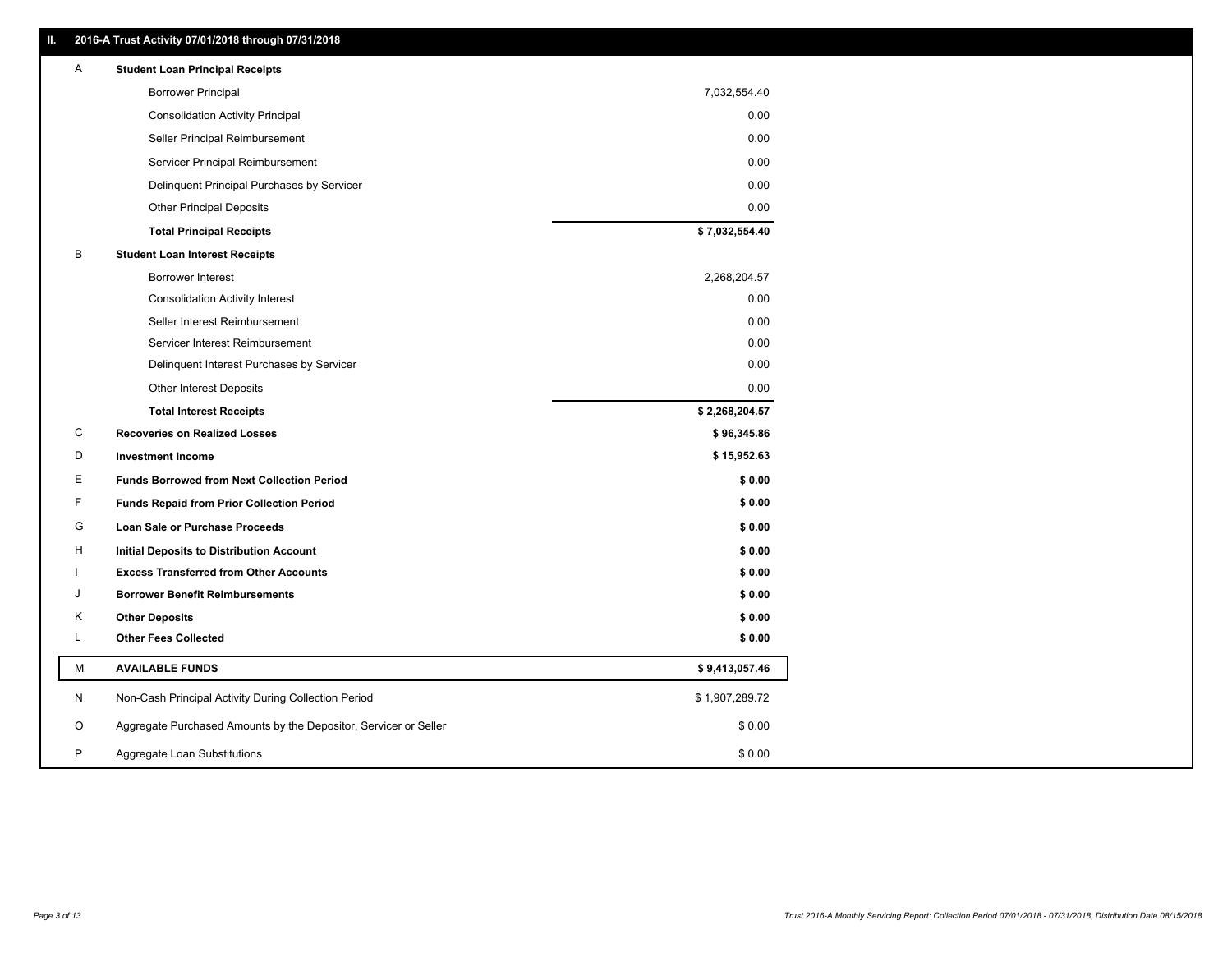## II. 2016-A Trust Activity 07/01/2018 through 07/31/2018

| | | |
|---|---|---|
| A | **Student Loan Principal Receipts** | |
| | Borrower Principal | 7,032,554.40 |
| | Consolidation Activity Principal | 0.00 |
| | Seller Principal Reimbursement | 0.00 |
| | Servicer Principal Reimbursement | 0.00 |
| | Delinquent Principal Purchases by Servicer | 0.00 |
| | Other Principal Deposits | 0.00 |
| | **Total Principal Receipts** | **$ 7,032,554.40** |
| B | **Student Loan Interest Receipts** | |
| | Borrower Interest | 2,268,204.57 |
| | Consolidation Activity Interest | 0.00 |
| | Seller Interest Reimbursement | 0.00 |
| | Servicer Interest Reimbursement | 0.00 |
| | Delinquent Interest Purchases by Servicer | 0.00 |
| | Other Interest Deposits | 0.00 |
| | **Total Interest Receipts** | **$ 2,268,204.57** |
| C | **Recoveries on Realized Losses** | **$ 96,345.86** |
| D | **Investment Income** | **$ 15,952.63** |
| E | **Funds Borrowed from Next Collection Period** | **$ 0.00** |
| F | **Funds Repaid from Prior Collection Period** | **$ 0.00** |
| G | **Loan Sale or Purchase Proceeds** | **$ 0.00** |
| H | **Initial Deposits to Distribution Account** | **$ 0.00** |
| I | **Excess Transferred from Other Accounts** | **$ 0.00** |
| J | **Borrower Benefit Reimbursements** | **$ 0.00** |
| K | **Other Deposits** | **$ 0.00** |
| L | **Other Fees Collected** | **$ 0.00** |
| M | **AVAILABLE FUNDS** | **$ 9,413,057.46** |
| N | Non-Cash Principal Activity During Collection Period | $ 1,907,289.72 |
| O | Aggregate Purchased Amounts by the Depositor, Servicer or Seller | $ 0.00 |
| P | Aggregate Loan Substitutions | $ 0.00 |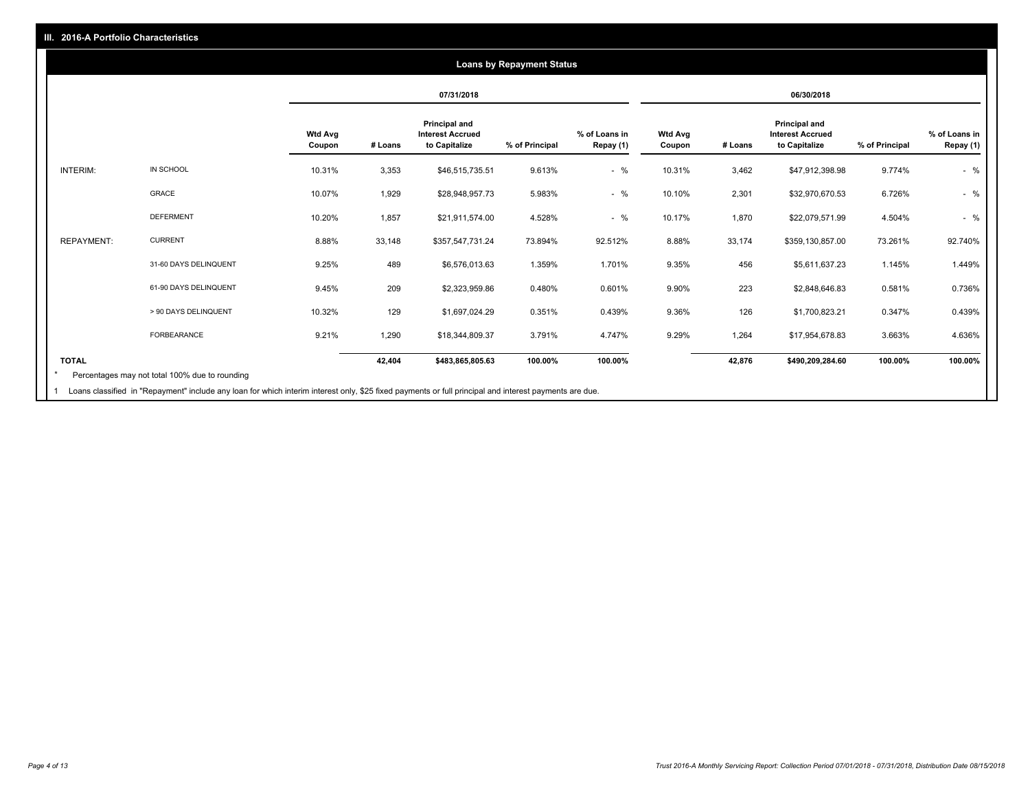## III. 2016-A Portfolio Characteristics

### Loans by Repayment Status

| | | 07/31/2018 | | | | | 06/30/2018 | | | | |
|---|---|---|---|---|---|---|---|---|---|---|---|
| | | Wtd Avg Coupon | # Loans | Principal and Interest Accrued to Capitalize | % of Principal | % of Loans in Repay (1) | Wtd Avg Coupon | # Loans | Principal and Interest Accrued to Capitalize | % of Principal | % of Loans in Repay (1) |
| INTERIM: | IN SCHOOL | 10.31% | 3,353 | $46,515,735.51 | 9.613% | - % | 10.31% | 3,462 | $47,912,398.98 | 9.774% | - % |
| | GRACE | 10.07% | 1,929 | $28,948,957.73 | 5.983% | - % | 10.10% | 2,301 | $32,970,670.53 | 6.726% | - % |
| | DEFERMENT | 10.20% | 1,857 | $21,911,574.00 | 4.528% | - % | 10.17% | 1,870 | $22,079,571.99 | 4.504% | - % |
| REPAYMENT: | CURRENT | 8.88% | 33,148 | $357,547,731.24 | 73.894% | 92.512% | 8.88% | 33,174 | $359,130,857.00 | 73.261% | 92.740% |
| | 31-60 DAYS DELINQUENT | 9.25% | 489 | $6,576,013.63 | 1.359% | 1.701% | 9.35% | 456 | $5,611,637.23 | 1.145% | 1.449% |
| | 61-90 DAYS DELINQUENT | 9.45% | 209 | $2,323,959.86 | 0.480% | 0.601% | 9.90% | 223 | $2,848,646.83 | 0.581% | 0.736% |
| | > 90 DAYS DELINQUENT | 10.32% | 129 | $1,697,024.29 | 0.351% | 0.439% | 9.36% | 126 | $1,700,823.21 | 0.347% | 0.439% |
| | FORBEARANCE | 9.21% | 1,290 | $18,344,809.37 | 3.791% | 4.747% | 9.29% | 1,264 | $17,954,678.83 | 3.663% | 4.636% |
| TOTAL | | | 42,404 | $483,865,805.63 | 100.00% | 100.00% | | 42,876 | $490,209,284.60 | 100.00% | 100.00% |

\* Percentages may not total 100% due to rounding

1 Loans classified in "Repayment" include any loan for which interim interest only, $25 fixed payments or full principal and interest payments are due.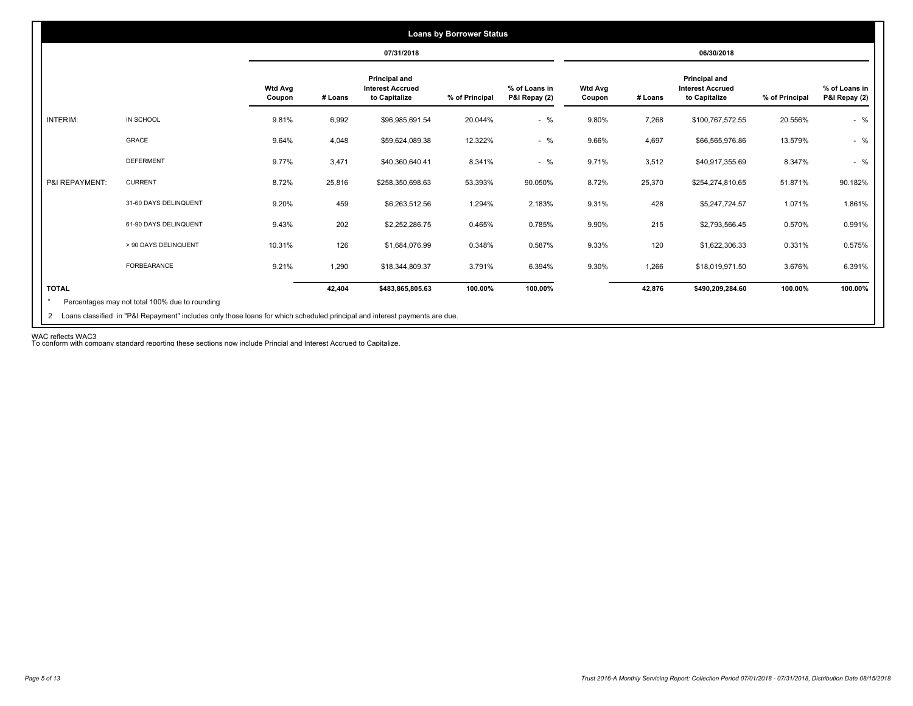## Loans by Borrower Status

| | | 07/31/2018 | | | | | 06/30/2018 | | | | |
|---|---|---|---|---|---|---|---|---|---|---|---|
| | | Wtd Avg Coupon | # Loans | Principal and Interest Accrued to Capitalize | % of Principal | % of Loans in P&I Repay (2) | Wtd Avg Coupon | # Loans | Principal and Interest Accrued to Capitalize | % of Principal | % of Loans in P&I Repay (2) |
| INTERIM: | IN SCHOOL | 9.81% | 6,992 | $96,985,691.54 | 20.044% | - % | 9.80% | 7,268 | $100,767,572.55 | 20.556% | - % |
| | GRACE | 9.64% | 4,048 | $59,624,089.38 | 12.322% | - % | 9.66% | 4,697 | $66,565,976.86 | 13.579% | - % |
| | DEFERMENT | 9.77% | 3,471 | $40,360,640.41 | 8.341% | - % | 9.71% | 3,512 | $40,917,355.69 | 8.347% | - % |
| P&I REPAYMENT: | CURRENT | 8.72% | 25,816 | $258,350,698.63 | 53.393% | 90.050% | 8.72% | 25,370 | $254,274,810.65 | 51.871% | 90.182% |
| | 31-60 DAYS DELINQUENT | 9.20% | 459 | $6,263,512.56 | 1.294% | 2.183% | 9.31% | 428 | $5,247,724.57 | 1.071% | 1.861% |
| | 61-90 DAYS DELINQUENT | 9.43% | 202 | $2,252,286.75 | 0.465% | 0.785% | 9.90% | 215 | $2,793,566.45 | 0.570% | 0.991% |
| | > 90 DAYS DELINQUENT | 10.31% | 126 | $1,684,076.99 | 0.348% | 0.587% | 9.33% | 120 | $1,622,306.33 | 0.331% | 0.575% |
| | FORBEARANCE | 9.21% | 1,290 | $18,344,809.37 | 3.791% | 6.394% | 9.30% | 1,266 | $18,019,971.50 | 3.676% | 6.391% |
| **TOTAL** | | | **42,404** | **$483,865,805.63** | **100.00%** | **100.00%** | | **42,876** | **$490,209,284.60** | **100.00%** | **100.00%** |

* Percentages may not total 100% due to rounding

2 Loans classified in "P&I Repayment" includes only those loans for which scheduled principal and interest payments are due.

WAC reflects WAC3
To conform with company standard reporting these sections now include Princial and Interest Accrued to Capitalize.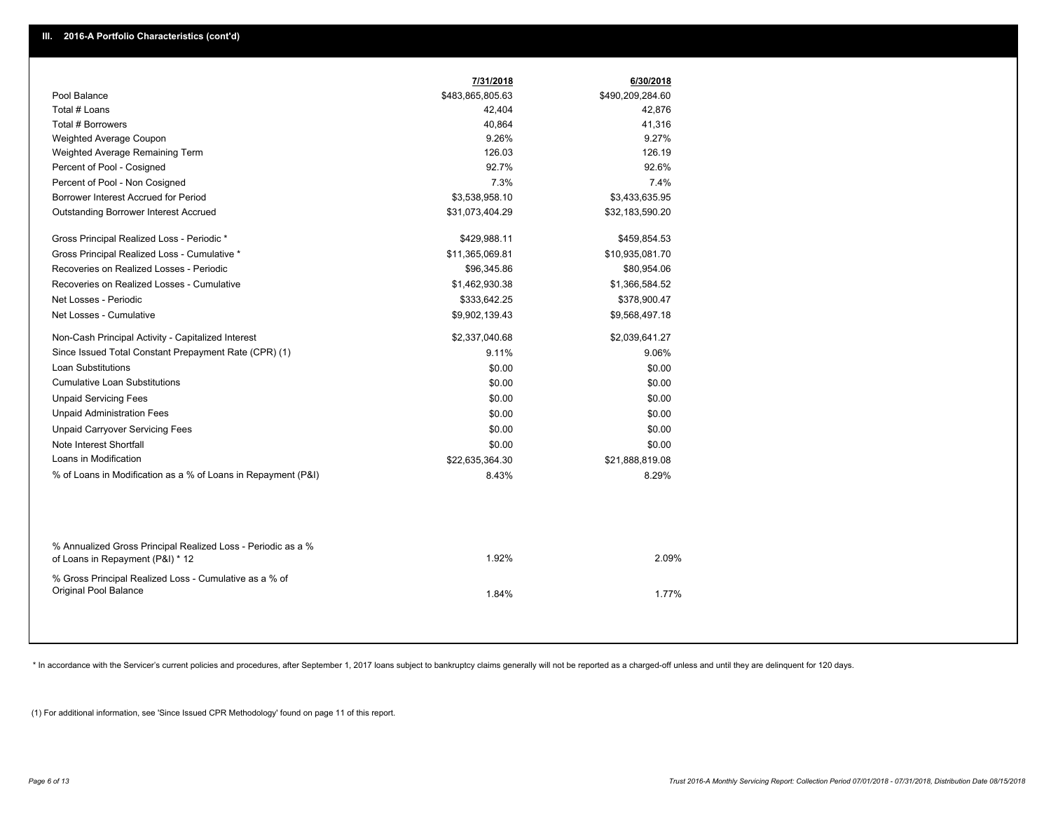## III. 2016-A Portfolio Characteristics (cont'd)

| | 7/31/2018 | 6/30/2018 |
|---|---|---|
| Pool Balance | $483,865,805.63 | $490,209,284.60 |
| Total # Loans | 42,404 | 42,876 |
| Total # Borrowers | 40,864 | 41,316 |
| Weighted Average Coupon | 9.26% | 9.27% |
| Weighted Average Remaining Term | 126.03 | 126.19 |
| Percent of Pool - Cosigned | 92.7% | 92.6% |
| Percent of Pool - Non Cosigned | 7.3% | 7.4% |
| Borrower Interest Accrued for Period | $3,538,958.10 | $3,433,635.95 |
| Outstanding Borrower Interest Accrued | $31,073,404.29 | $32,183,590.20 |
| Gross Principal Realized Loss - Periodic * | $429,988.11 | $459,854.53 |
| Gross Principal Realized Loss - Cumulative * | $11,365,069.81 | $10,935,081.70 |
| Recoveries on Realized Losses - Periodic | $96,345.86 | $80,954.06 |
| Recoveries on Realized Losses - Cumulative | $1,462,930.38 | $1,366,584.52 |
| Net Losses - Periodic | $333,642.25 | $378,900.47 |
| Net Losses - Cumulative | $9,902,139.43 | $9,568,497.18 |
| Non-Cash Principal Activity - Capitalized Interest | $2,337,040.68 | $2,039,641.27 |
| Since Issued Total Constant Prepayment Rate (CPR) (1) | 9.11% | 9.06% |
| Loan Substitutions | $0.00 | $0.00 |
| Cumulative Loan Substitutions | $0.00 | $0.00 |
| Unpaid Servicing Fees | $0.00 | $0.00 |
| Unpaid Administration Fees | $0.00 | $0.00 |
| Unpaid Carryover Servicing Fees | $0.00 | $0.00 |
| Note Interest Shortfall | $0.00 | $0.00 |
| Loans in Modification | $22,635,364.30 | $21,888,819.08 |
| % of Loans in Modification as a % of Loans in Repayment (P&I) | 8.43% | 8.29% |
| % Annualized Gross Principal Realized Loss - Periodic as a % of Loans in Repayment (P&I) * 12 | 1.92% | 2.09% |
| % Gross Principal Realized Loss - Cumulative as a % of Original Pool Balance | 1.84% | 1.77% |

* In accordance with the Servicer's current policies and procedures, after September 1, 2017 loans subject to bankruptcy claims generally will not be reported as a charged-off unless and until they are delinquent for 120 days.

(1) For additional information, see 'Since Issued CPR Methodology' found on page 11 of this report.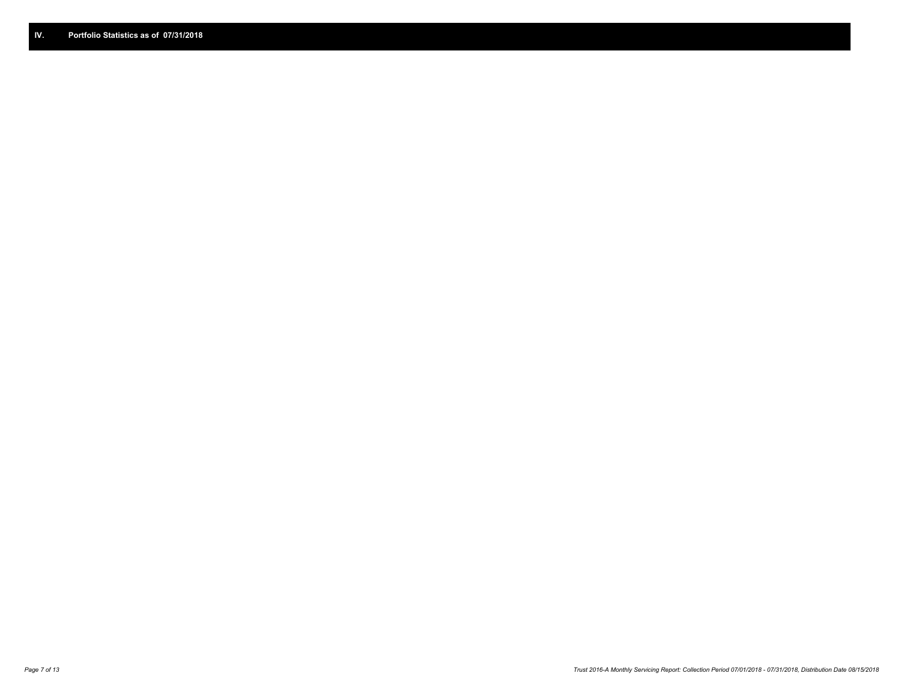## IV. Portfolio Statistics as of 07/31/2018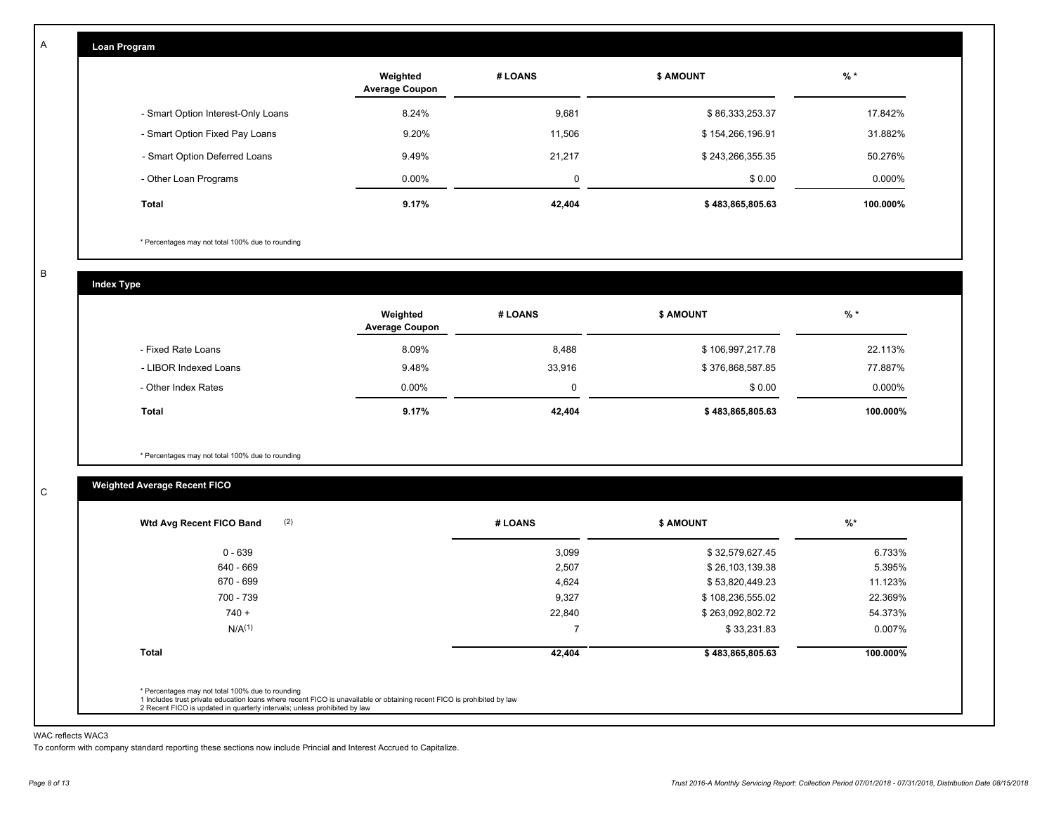A

## Loan Program

| | Weighted Average Coupon | # LOANS | $ AMOUNT | % * |
|---|---|---|---|---|
| - Smart Option Interest-Only Loans | 8.24% | 9,681 | $ 86,333,253.37 | 17.842% |
| - Smart Option Fixed Pay Loans | 9.20% | 11,506 | $ 154,266,196.91 | 31.882% |
| - Smart Option Deferred Loans | 9.49% | 21,217 | $ 243,266,355.35 | 50.276% |
| - Other Loan Programs | 0.00% | 0 | $ 0.00 | 0.000% |
| **Total** | **9.17%** | **42,404** | **$ 483,865,805.63** | **100.000%** |

* Percentages may not total 100% due to rounding

B

## Index Type

| | Weighted Average Coupon | # LOANS | $ AMOUNT | % * |
|---|---|---|---|---|
| - Fixed Rate Loans | 8.09% | 8,488 | $ 106,997,217.78 | 22.113% |
| - LIBOR Indexed Loans | 9.48% | 33,916 | $ 376,868,587.85 | 77.887% |
| - Other Index Rates | 0.00% | 0 | $ 0.00 | 0.000% |
| **Total** | **9.17%** | **42,404** | **$ 483,865,805.63** | **100.000%** |

* Percentages may not total 100% due to rounding

C

## Weighted Average Recent FICO

| Wtd Avg Recent FICO Band (2) | # LOANS | $ AMOUNT | %* |
|---|---|---|---|
| 0 - 639 | 3,099 | $ 32,579,627.45 | 6.733% |
| 640 - 669 | 2,507 | $ 26,103,139.38 | 5.395% |
| 670 - 699 | 4,624 | $ 53,820,449.23 | 11.123% |
| 700 - 739 | 9,327 | $ 108,236,555.02 | 22.369% |
| 740 + | 22,840 | $ 263,092,802.72 | 54.373% |
| N/A(1) | 7 | $ 33,231.83 | 0.007% |
| **Total** | **42,404** | **$ 483,865,805.63** | **100.000%** |

* Percentages may not total 100% due to rounding
1 Includes trust private education loans where recent FICO is unavailable or obtaining recent FICO is prohibited by law
2 Recent FICO is updated in quarterly intervals; unless prohibited by law

WAC reflects WAC3

To conform with company standard reporting these sections now include Princial and Interest Accrued to Capitalize.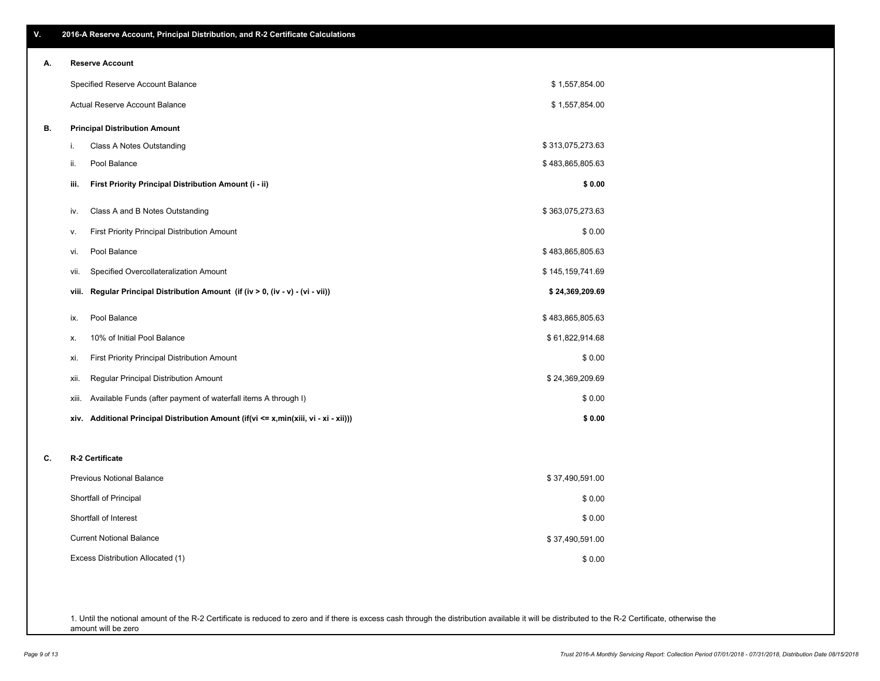## V. 2016-A Reserve Account, Principal Distribution, and R-2 Certificate Calculations

### A. Reserve Account

| | |
|---|---|
| Specified Reserve Account Balance | $ 1,557,854.00 |
| Actual Reserve Account Balance | $ 1,557,854.00 |

### B. Principal Distribution Amount

| | | |
|---|---|---|
| i. | Class A Notes Outstanding | $ 313,075,273.63 |
| ii. | Pool Balance | $ 483,865,805.63 |
| **iii.** | **First Priority Principal Distribution Amount (i - ii)** | **$ 0.00** |
| iv. | Class A and B Notes Outstanding | $ 363,075,273.63 |
| v. | First Priority Principal Distribution Amount | $ 0.00 |
| vi. | Pool Balance | $ 483,865,805.63 |
| vii. | Specified Overcollateralization Amount | $ 145,159,741.69 |
| **viii.** | **Regular Principal Distribution Amount (if (iv > 0, (iv - v) - (vi - vii))** | **$ 24,369,209.69** |
| ix. | Pool Balance | $ 483,865,805.63 |
| x. | 10% of Initial Pool Balance | $ 61,822,914.68 |
| xi. | First Priority Principal Distribution Amount | $ 0.00 |
| xii. | Regular Principal Distribution Amount | $ 24,369,209.69 |
| xiii. | Available Funds (after payment of waterfall items A through I) | $ 0.00 |
| **xiv.** | **Additional Principal Distribution Amount (if(vi <= x,min(xiii, vi - xi - xii)))** | **$ 0.00** |

### C. R-2 Certificate

| | |
|---|---|
| Previous Notional Balance | $ 37,490,591.00 |
| Shortfall of Principal | $ 0.00 |
| Shortfall of Interest | $ 0.00 |
| Current Notional Balance | $ 37,490,591.00 |
| Excess Distribution Allocated (1) | $ 0.00 |

1. Until the notional amount of the R-2 Certificate is reduced to zero and if there is excess cash through the distribution available it will be distributed to the R-2 Certificate, otherwise the amount will be zero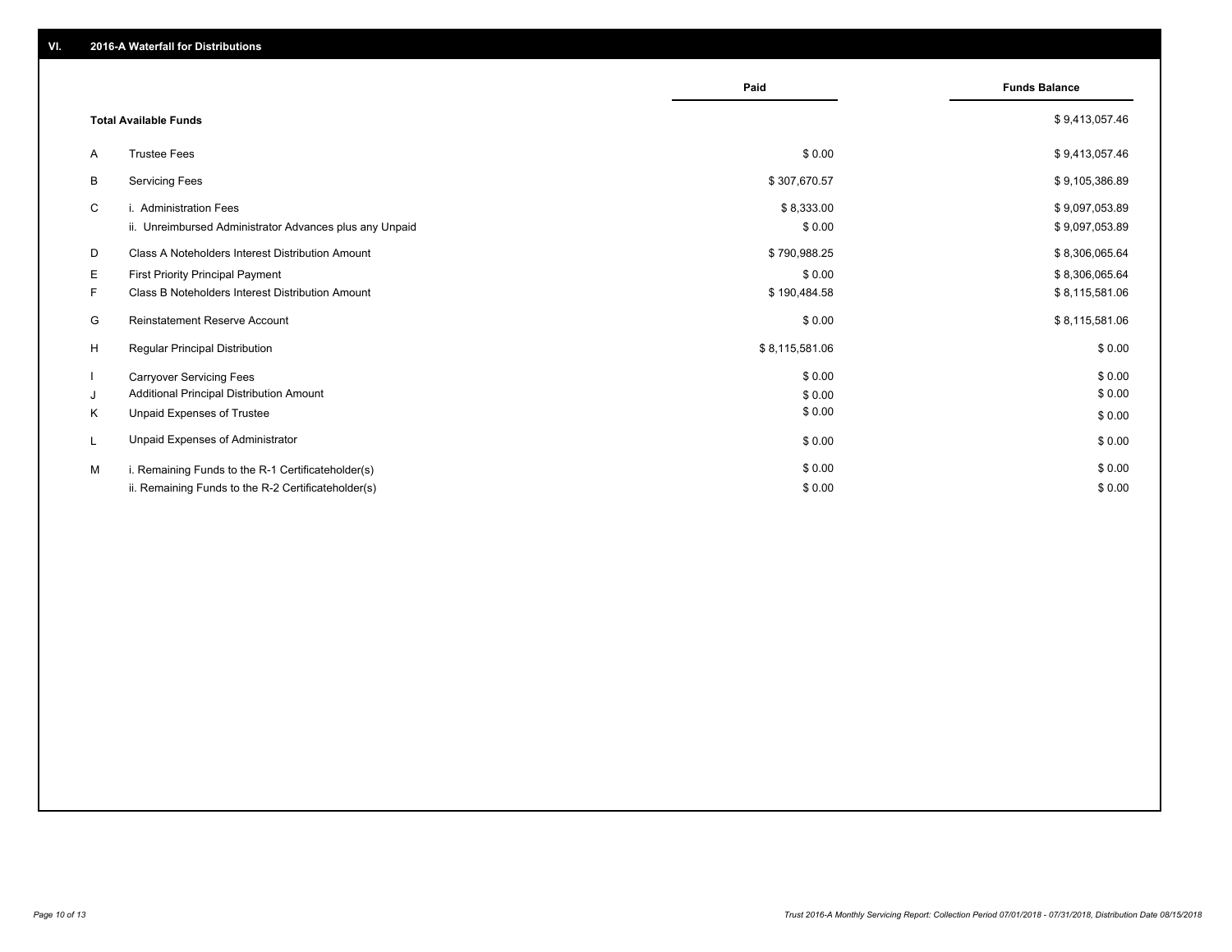## VI. 2016-A Waterfall for Distributions

| | | Paid | Funds Balance |
|---|---|---|---|
| | **Total Available Funds** | | $ 9,413,057.46 |
| A | Trustee Fees | $ 0.00 | $ 9,413,057.46 |
| B | Servicing Fees | $ 307,670.57 | $ 9,105,386.89 |
| C | i. Administration Fees | $ 8,333.00 | $ 9,097,053.89 |
| | ii. Unreimbursed Administrator Advances plus any Unpaid | $ 0.00 | $ 9,097,053.89 |
| D | Class A Noteholders Interest Distribution Amount | $ 790,988.25 | $ 8,306,065.64 |
| E | First Priority Principal Payment | $ 0.00 | $ 8,306,065.64 |
| F | Class B Noteholders Interest Distribution Amount | $ 190,484.58 | $ 8,115,581.06 |
| G | Reinstatement Reserve Account | $ 0.00 | $ 8,115,581.06 |
| H | Regular Principal Distribution | $ 8,115,581.06 | $ 0.00 |
| I | Carryover Servicing Fees | $ 0.00 | $ 0.00 |
| J | Additional Principal Distribution Amount | $ 0.00 | $ 0.00 |
| K | Unpaid Expenses of Trustee | $ 0.00 | $ 0.00 |
| L | Unpaid Expenses of Administrator | $ 0.00 | $ 0.00 |
| M | i. Remaining Funds to the R-1 Certificateholder(s) | $ 0.00 | $ 0.00 |
| | ii. Remaining Funds to the R-2 Certificateholder(s) | $ 0.00 | $ 0.00 |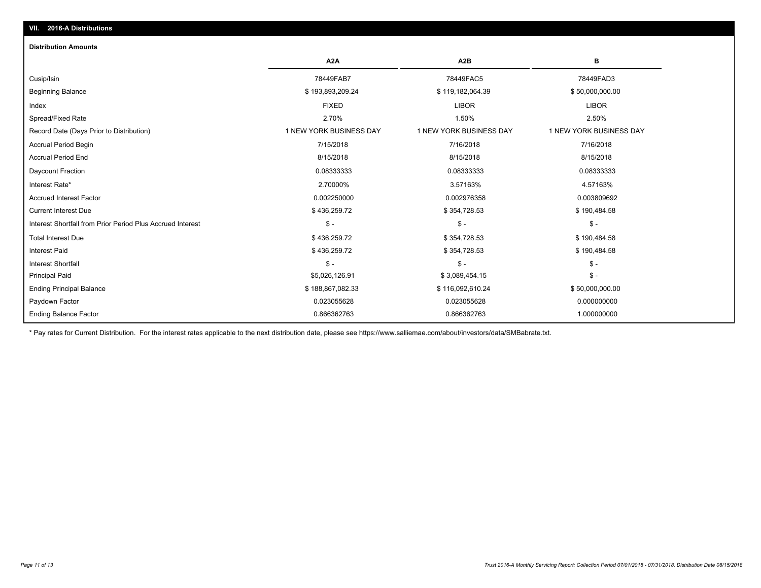## VII. 2016-A Distributions

### Distribution Amounts

| | A2A | A2B | B |
|---|---|---|---|
| Cusip/Isin | 78449FAB7 | 78449FAC5 | 78449FAD3 |
| Beginning Balance | $ 193,893,209.24 | $ 119,182,064.39 | $ 50,000,000.00 |
| Index | FIXED | LIBOR | LIBOR |
| Spread/Fixed Rate | 2.70% | 1.50% | 2.50% |
| Record Date (Days Prior to Distribution) | 1 NEW YORK BUSINESS DAY | 1 NEW YORK BUSINESS DAY | 1 NEW YORK BUSINESS DAY |
| Accrual Period Begin | 7/15/2018 | 7/16/2018 | 7/16/2018 |
| Accrual Period End | 8/15/2018 | 8/15/2018 | 8/15/2018 |
| Daycount Fraction | 0.08333333 | 0.08333333 | 0.08333333 |
| Interest Rate* | 2.70000% | 3.57163% | 4.57163% |
| Accrued Interest Factor | 0.002250000 | 0.002976358 | 0.003809692 |
| Current Interest Due | $ 436,259.72 | $ 354,728.53 | $ 190,484.58 |
| Interest Shortfall from Prior Period Plus Accrued Interest | $ - | $ - | $ - |
| Total Interest Due | $ 436,259.72 | $ 354,728.53 | $ 190,484.58 |
| Interest Paid | $ 436,259.72 | $ 354,728.53 | $ 190,484.58 |
| Interest Shortfall | $ - | $ - | $ - |
| Principal Paid | $5,026,126.91 | $ 3,089,454.15 | $ - |
| Ending Principal Balance | $ 188,867,082.33 | $ 116,092,610.24 | $ 50,000,000.00 |
| Paydown Factor | 0.023055628 | 0.023055628 | 0.000000000 |
| Ending Balance Factor | 0.866362763 | 0.866362763 | 1.000000000 |

* Pay rates for Current Distribution. For the interest rates applicable to the next distribution date, please see https://www.salliemae.com/about/investors/data/SMBabrate.txt.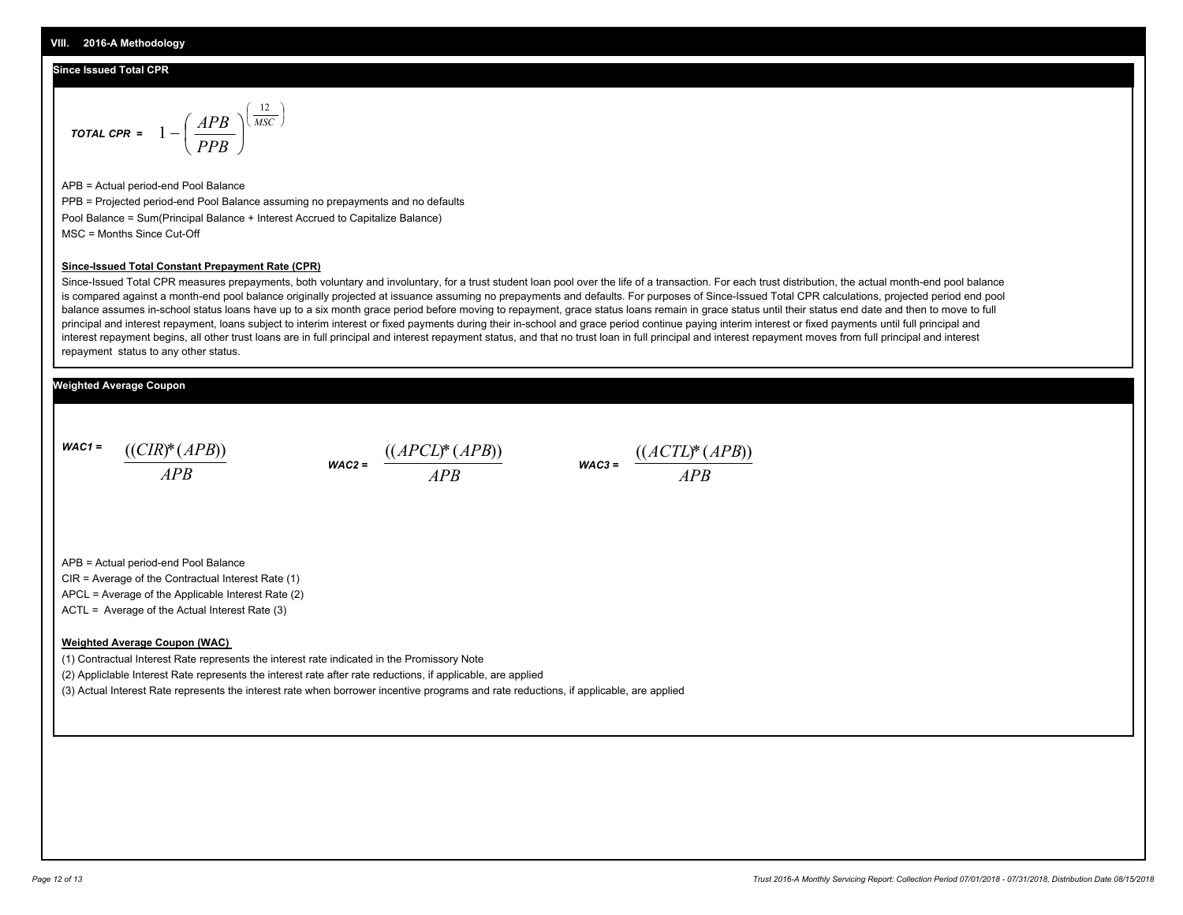## VIII. 2016-A Methodology

### Since Issued Total CPR

$$\textit{TOTAL CPR} = 1 - \left(\frac{APB}{PPB}\right)^{\left(\frac{12}{MSC}\right)}$$

APB = Actual period-end Pool Balance

PPB = Projected period-end Pool Balance assuming no prepayments and no defaults

Pool Balance = Sum(Principal Balance + Interest Accrued to Capitalize Balance)

MSC = Months Since Cut-Off

**Since-Issued Total Constant Prepayment Rate (CPR)**

Since-Issued Total CPR measures prepayments, both voluntary and involuntary, for a trust student loan pool over the life of a transaction. For each trust distribution, the actual month-end pool balance is compared against a month-end pool balance originally projected at issuance assuming no prepayments and defaults. For purposes of Since-Issued Total CPR calculations, projected period end pool balance assumes in-school status loans have up to a six month grace period before moving to repayment, grace status loans remain in grace status until their status end date and then to move to full principal and interest repayment, loans subject to interim interest or fixed payments during their in-school and grace period continue paying interim interest or fixed payments until full principal and interest repayment begins, all other trust loans are in full principal and interest repayment status, and that no trust loan in full principal and interest repayment moves from full principal and interest repayment status to any other status.

### Weighted Average Coupon

$$\textit{WAC1} = \frac{((CIR)*(APB))}{APB} \qquad \textit{WAC2} = \frac{((APCL)*(APB))}{APB} \qquad \textit{WAC3} = \frac{((ACTL)*(APB))}{APB}$$

APB = Actual period-end Pool Balance

CIR = Average of the Contractual Interest Rate (1)

APCL = Average of the Applicable Interest Rate (2)

ACTL = Average of the Actual Interest Rate (3)

**Weighted Average Coupon (WAC)**

(1) Contractual Interest Rate represents the interest rate indicated in the Promissory Note

(2) Appliclable Interest Rate represents the interest rate after rate reductions, if applicable, are applied

(3) Actual Interest Rate represents the interest rate when borrower incentive programs and rate reductions, if applicable, are applied